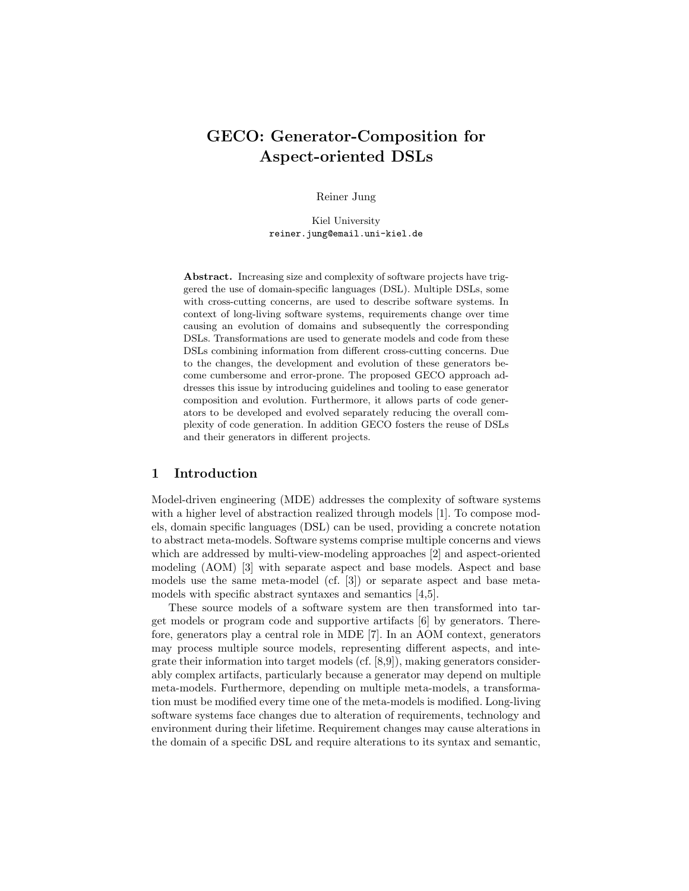# GECO: Generator-Composition for Aspect-oriented DSLs

Reiner Jung

Kiel University
reiner.jung@email.uni-kiel.de

**Abstract.** Increasing size and complexity of software projects have triggered the use of domain-specific languages (DSL). Multiple DSLs, some with cross-cutting concerns, are used to describe software systems. In context of long-living software systems, requirements change over time causing an evolution of domains and subsequently the corresponding DSLs. Transformations are used to generate models and code from these DSLs combining information from different cross-cutting concerns. Due to the changes, the development and evolution of these generators become cumbersome and error-prone. The proposed GECO approach addresses this issue by introducing guidelines and tooling to ease generator composition and evolution. Furthermore, it allows parts of code generators to be developed and evolved separately reducing the overall complexity of code generation. In addition GECO fosters the reuse of DSLs and their generators in different projects.

## 1 Introduction

Model-driven engineering (MDE) addresses the complexity of software systems with a higher level of abstraction realized through models [1]. To compose models, domain specific languages (DSL) can be used, providing a concrete notation to abstract meta-models. Software systems comprise multiple concerns and views which are addressed by multi-view-modeling approaches [2] and aspect-oriented modeling (AOM) [3] with separate aspect and base models. Aspect and base models use the same meta-model (cf. [3]) or separate aspect and base meta-models with specific abstract syntaxes and semantics [4,5].

These source models of a software system are then transformed into target models or program code and supportive artifacts [6] by generators. Therefore, generators play a central role in MDE [7]. In an AOM context, generators may process multiple source models, representing different aspects, and integrate their information into target models (cf. [8,9]), making generators considerably complex artifacts, particularly because a generator may depend on multiple meta-models. Furthermore, depending on multiple meta-models, a transformation must be modified every time one of the meta-models is modified. Long-living software systems face changes due to alteration of requirements, technology and environment during their lifetime. Requirement changes may cause alterations in the domain of a specific DSL and require alterations to its syntax and semantic,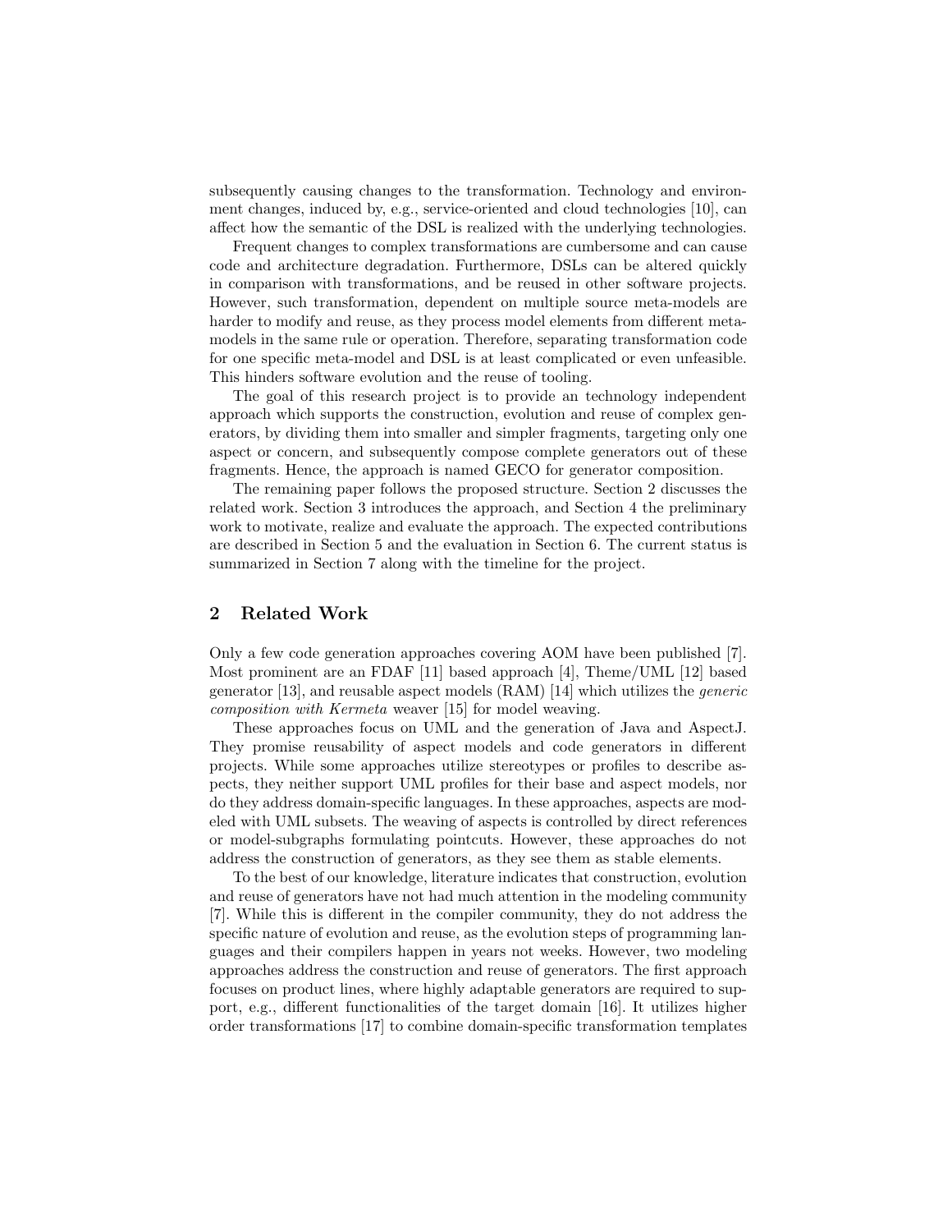subsequently causing changes to the transformation. Technology and environment changes, induced by, e.g., service-oriented and cloud technologies [10], can affect how the semantic of the DSL is realized with the underlying technologies.

Frequent changes to complex transformations are cumbersome and can cause code and architecture degradation. Furthermore, DSLs can be altered quickly in comparison with transformations, and be reused in other software projects. However, such transformation, dependent on multiple source meta-models are harder to modify and reuse, as they process model elements from different meta-models in the same rule or operation. Therefore, separating transformation code for one specific meta-model and DSL is at least complicated or even unfeasible. This hinders software evolution and the reuse of tooling.

The goal of this research project is to provide an technology independent approach which supports the construction, evolution and reuse of complex generators, by dividing them into smaller and simpler fragments, targeting only one aspect or concern, and subsequently compose complete generators out of these fragments. Hence, the approach is named GECO for generator composition.

The remaining paper follows the proposed structure. Section 2 discusses the related work. Section 3 introduces the approach, and Section 4 the preliminary work to motivate, realize and evaluate the approach. The expected contributions are described in Section 5 and the evaluation in Section 6. The current status is summarized in Section 7 along with the timeline for the project.

## 2 Related Work

Only a few code generation approaches covering AOM have been published [7]. Most prominent are an FDAF [11] based approach [4], Theme/UML [12] based generator [13], and reusable aspect models (RAM) [14] which utilizes the *generic composition with Kermeta* weaver [15] for model weaving.

These approaches focus on UML and the generation of Java and AspectJ. They promise reusability of aspect models and code generators in different projects. While some approaches utilize stereotypes or profiles to describe aspects, they neither support UML profiles for their base and aspect models, nor do they address domain-specific languages. In these approaches, aspects are modeled with UML subsets. The weaving of aspects is controlled by direct references or model-subgraphs formulating pointcuts. However, these approaches do not address the construction of generators, as they see them as stable elements.

To the best of our knowledge, literature indicates that construction, evolution and reuse of generators have not had much attention in the modeling community [7]. While this is different in the compiler community, they do not address the specific nature of evolution and reuse, as the evolution steps of programming languages and their compilers happen in years not weeks. However, two modeling approaches address the construction and reuse of generators. The first approach focuses on product lines, where highly adaptable generators are required to support, e.g., different functionalities of the target domain [16]. It utilizes higher order transformations [17] to combine domain-specific transformation templates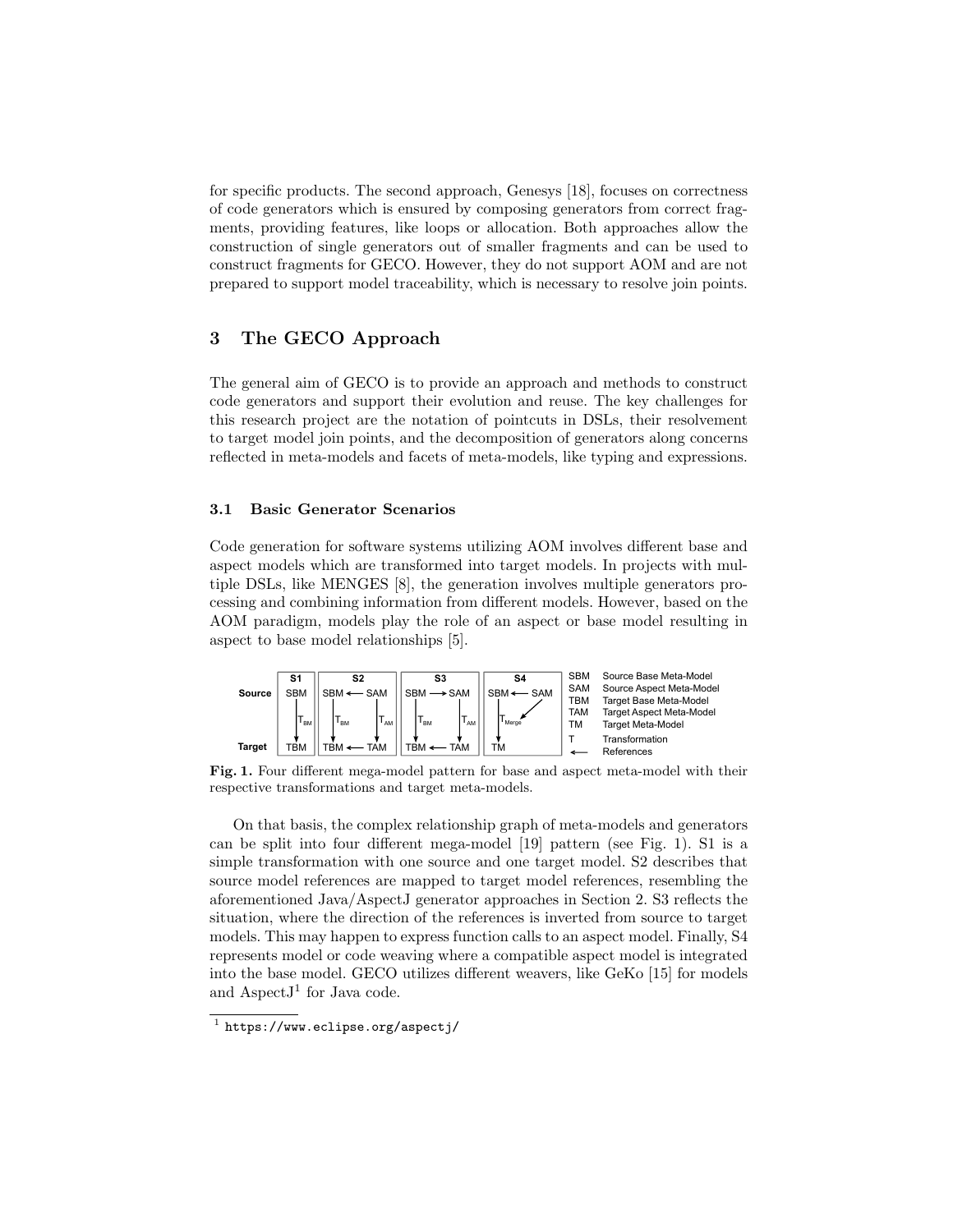for specific products. The second approach, Genesys [18], focuses on correctness of code generators which is ensured by composing generators from correct fragments, providing features, like loops or allocation. Both approaches allow the construction of single generators out of smaller fragments and can be used to construct fragments for GECO. However, they do not support AOM and are not prepared to support model traceability, which is necessary to resolve join points.

## 3 The GECO Approach

The general aim of GECO is to provide an approach and methods to construct code generators and support their evolution and reuse. The key challenges for this research project are the notation of pointcuts in DSLs, their resolvement to target model join points, and the decomposition of generators along concerns reflected in meta-models and facets of meta-models, like typing and expressions.

### 3.1 Basic Generator Scenarios

Code generation for software systems utilizing AOM involves different base and aspect models which are transformed into target models. In projects with multiple DSLs, like MENGES [8], the generation involves multiple generators processing and combining information from different models. However, based on the AOM paradigm, models play the role of an aspect or base model resulting in aspect to base model relationships [5].

| | S1 | S2 | S3 | S4 |
|---|---|---|---|---|
| Source | SBM | SBM ← SAM | SBM → SAM | SBM ← SAM |
| | $T_{BM}$ | $T_{BM}$, $T_{AM}$ | $T_{BM}$, $T_{AM}$ | $T_{Merge}$ |
| Target | TBM | TBM ← TAM | TBM ← TAM | TM |

SBM Source Base Meta-Model
SAM Source Aspect Meta-Model
TBM Target Base Meta-Model
TAM Target Aspect Meta-Model
TM Target Meta-Model
T Transformation
← References

**Fig. 1.** Four different mega-model pattern for base and aspect meta-model with their respective transformations and target meta-models.

On that basis, the complex relationship graph of meta-models and generators can be split into four different mega-model [19] pattern (see Fig. 1). S1 is a simple transformation with one source and one target model. S2 describes that source model references are mapped to target model references, resembling the aforementioned Java/AspectJ generator approaches in Section 2. S3 reflects the situation, where the direction of the references is inverted from source to target models. This may happen to express function calls to an aspect model. Finally, S4 represents model or code weaving where a compatible aspect model is integrated into the base model. GECO utilizes different weavers, like GeKo [15] for models and AspectJ[1] for Java code.

[1] https://www.eclipse.org/aspectj/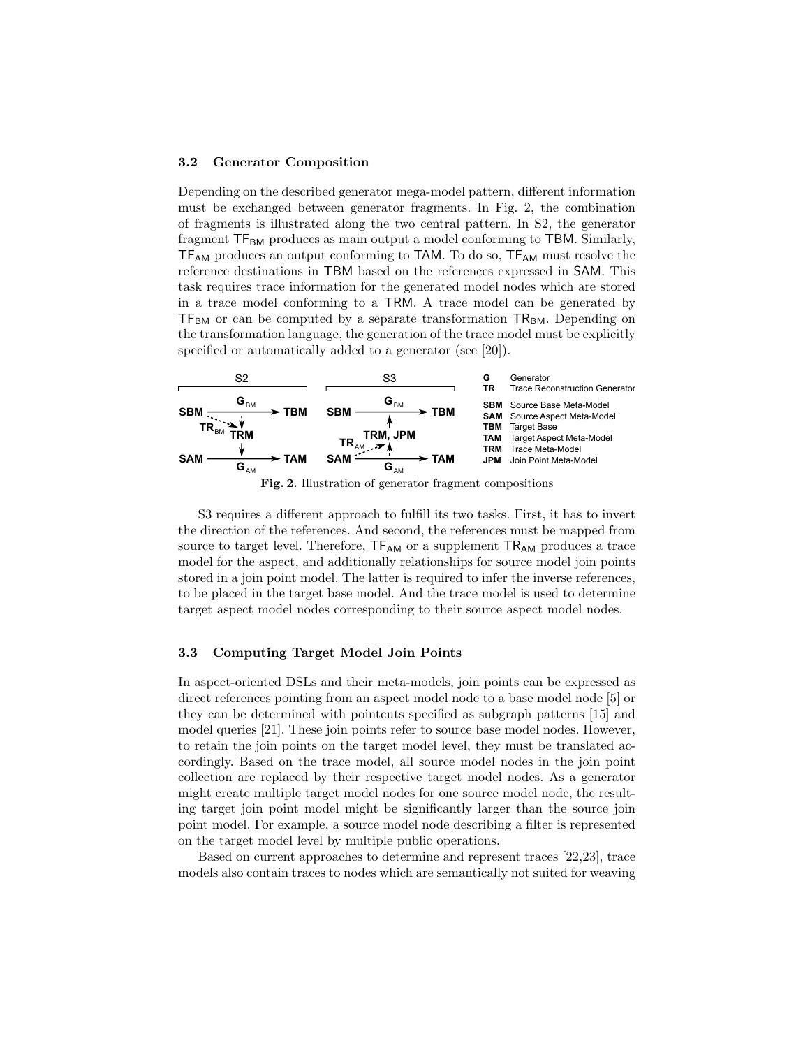### 3.2 Generator Composition

Depending on the described generator mega-model pattern, different information must be exchanged between generator fragments. In Fig. 2, the combination of fragments is illustrated along the two central pattern. In S2, the generator fragment $\mathsf{TF_{BM}}$ produces as main output a model conforming to TBM. Similarly, $\mathsf{TF_{AM}}$ produces an output conforming to TAM. To do so, $\mathsf{TF_{AM}}$ must resolve the reference destinations in TBM based on the references expressed in SAM. This task requires trace information for the generated model nodes which are stored in a trace model conforming to a TRM. A trace model can be generated by $\mathsf{TF_{BM}}$ or can be computed by a separate transformation $\mathsf{TR_{BM}}$. Depending on the transformation language, the generation of the trace model must be explicitly specified or automatically added to a generator (see [20]).

| | |
|---|---|
| **G** | Generator |
| **TR** | Trace Reconstruction Generator |
| **SBM** | Source Base Meta-Model |
| **SAM** | Source Aspect Meta-Model |
| **TBM** | Target Base |
| **TAM** | Target Aspect Meta-Model |
| **TRM** | Trace Meta-Model |
| **JPM** | Join Point Meta-Model |

**Fig. 2.** Illustration of generator fragment compositions

S3 requires a different approach to fulfill its two tasks. First, it has to invert the direction of the references. And second, the references must be mapped from source to target level. Therefore, $\mathsf{TF_{AM}}$ or a supplement $\mathsf{TR_{AM}}$ produces a trace model for the aspect, and additionally relationships for source model join points stored in a join point model. The latter is required to infer the inverse references, to be placed in the target base model. And the trace model is used to determine target aspect model nodes corresponding to their source aspect model nodes.

### 3.3 Computing Target Model Join Points

In aspect-oriented DSLs and their meta-models, join points can be expressed as direct references pointing from an aspect model node to a base model node [5] or they can be determined with pointcuts specified as subgraph patterns [15] and model queries [21]. These join points refer to source base model nodes. However, to retain the join points on the target model level, they must be translated accordingly. Based on the trace model, all source model nodes in the join point collection are replaced by their respective target model nodes. As a generator might create multiple target model nodes for one source model node, the resulting target join point model might be significantly larger than the source join point model. For example, a source model node describing a filter is represented on the target model level by multiple public operations.

Based on current approaches to determine and represent traces [22,23], trace models also contain traces to nodes which are semantically not suited for weaving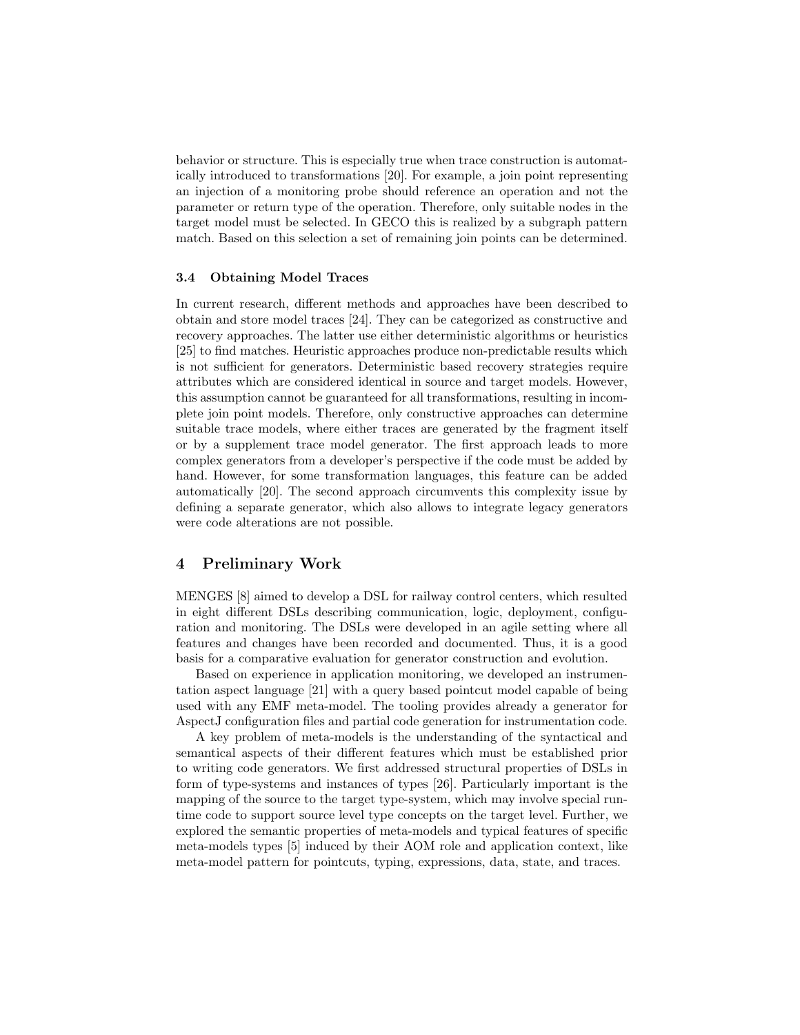behavior or structure. This is especially true when trace construction is automatically introduced to transformations [20]. For example, a join point representing an injection of a monitoring probe should reference an operation and not the parameter or return type of the operation. Therefore, only suitable nodes in the target model must be selected. In GECO this is realized by a subgraph pattern match. Based on this selection a set of remaining join points can be determined.

### 3.4 Obtaining Model Traces

In current research, different methods and approaches have been described to obtain and store model traces [24]. They can be categorized as constructive and recovery approaches. The latter use either deterministic algorithms or heuristics [25] to find matches. Heuristic approaches produce non-predictable results which is not sufficient for generators. Deterministic based recovery strategies require attributes which are considered identical in source and target models. However, this assumption cannot be guaranteed for all transformations, resulting in incomplete join point models. Therefore, only constructive approaches can determine suitable trace models, where either traces are generated by the fragment itself or by a supplement trace model generator. The first approach leads to more complex generators from a developer's perspective if the code must be added by hand. However, for some transformation languages, this feature can be added automatically [20]. The second approach circumvents this complexity issue by defining a separate generator, which also allows to integrate legacy generators were code alterations are not possible.

## 4 Preliminary Work

MENGES [8] aimed to develop a DSL for railway control centers, which resulted in eight different DSLs describing communication, logic, deployment, configuration and monitoring. The DSLs were developed in an agile setting where all features and changes have been recorded and documented. Thus, it is a good basis for a comparative evaluation for generator construction and evolution.

Based on experience in application monitoring, we developed an instrumentation aspect language [21] with a query based pointcut model capable of being used with any EMF meta-model. The tooling provides already a generator for AspectJ configuration files and partial code generation for instrumentation code.

A key problem of meta-models is the understanding of the syntactical and semantical aspects of their different features which must be established prior to writing code generators. We first addressed structural properties of DSLs in form of type-systems and instances of types [26]. Particularly important is the mapping of the source to the target type-system, which may involve special runtime code to support source level type concepts on the target level. Further, we explored the semantic properties of meta-models and typical features of specific meta-models types [5] induced by their AOM role and application context, like meta-model pattern for pointcuts, typing, expressions, data, state, and traces.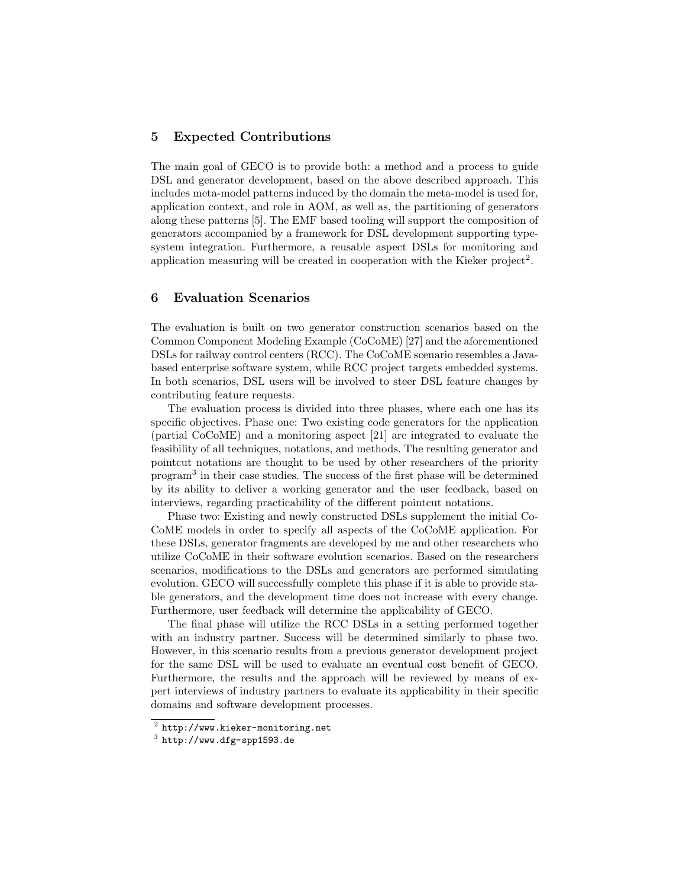## 5 Expected Contributions

The main goal of GECO is to provide both: a method and a process to guide DSL and generator development, based on the above described approach. This includes meta-model patterns induced by the domain the meta-model is used for, application context, and role in AOM, as well as, the partitioning of generators along these patterns [5]. The EMF based tooling will support the composition of generators accompanied by a framework for DSL development supporting type-system integration. Furthermore, a reusable aspect DSLs for monitoring and application measuring will be created in cooperation with the Kieker project[2].

## 6 Evaluation Scenarios

The evaluation is built on two generator construction scenarios based on the Common Component Modeling Example (CoCoME) [27] and the aforementioned DSLs for railway control centers (RCC). The CoCoME scenario resembles a Java-based enterprise software system, while RCC project targets embedded systems. In both scenarios, DSL users will be involved to steer DSL feature changes by contributing feature requests.

The evaluation process is divided into three phases, where each one has its specific objectives. Phase one: Two existing code generators for the application (partial CoCoME) and a monitoring aspect [21] are integrated to evaluate the feasibility of all techniques, notations, and methods. The resulting generator and pointcut notations are thought to be used by other researchers of the priority program[3] in their case studies. The success of the first phase will be determined by its ability to deliver a working generator and the user feedback, based on interviews, regarding practicability of the different pointcut notations.

Phase two: Existing and newly constructed DSLs supplement the initial CoCoME models in order to specify all aspects of the CoCoME application. For these DSLs, generator fragments are developed by me and other researchers who utilize CoCoME in their software evolution scenarios. Based on the researchers scenarios, modifications to the DSLs and generators are performed simulating evolution. GECO will successfully complete this phase if it is able to provide stable generators, and the development time does not increase with every change. Furthermore, user feedback will determine the applicability of GECO.

The final phase will utilize the RCC DSLs in a setting performed together with an industry partner. Success will be determined similarly to phase two. However, in this scenario results from a previous generator development project for the same DSL will be used to evaluate an eventual cost benefit of GECO. Furthermore, the results and the approach will be reviewed by means of expert interviews of industry partners to evaluate its applicability in their specific domains and software development processes.

[2] http://www.kieker-monitoring.net

[3] http://www.dfg-spp1593.de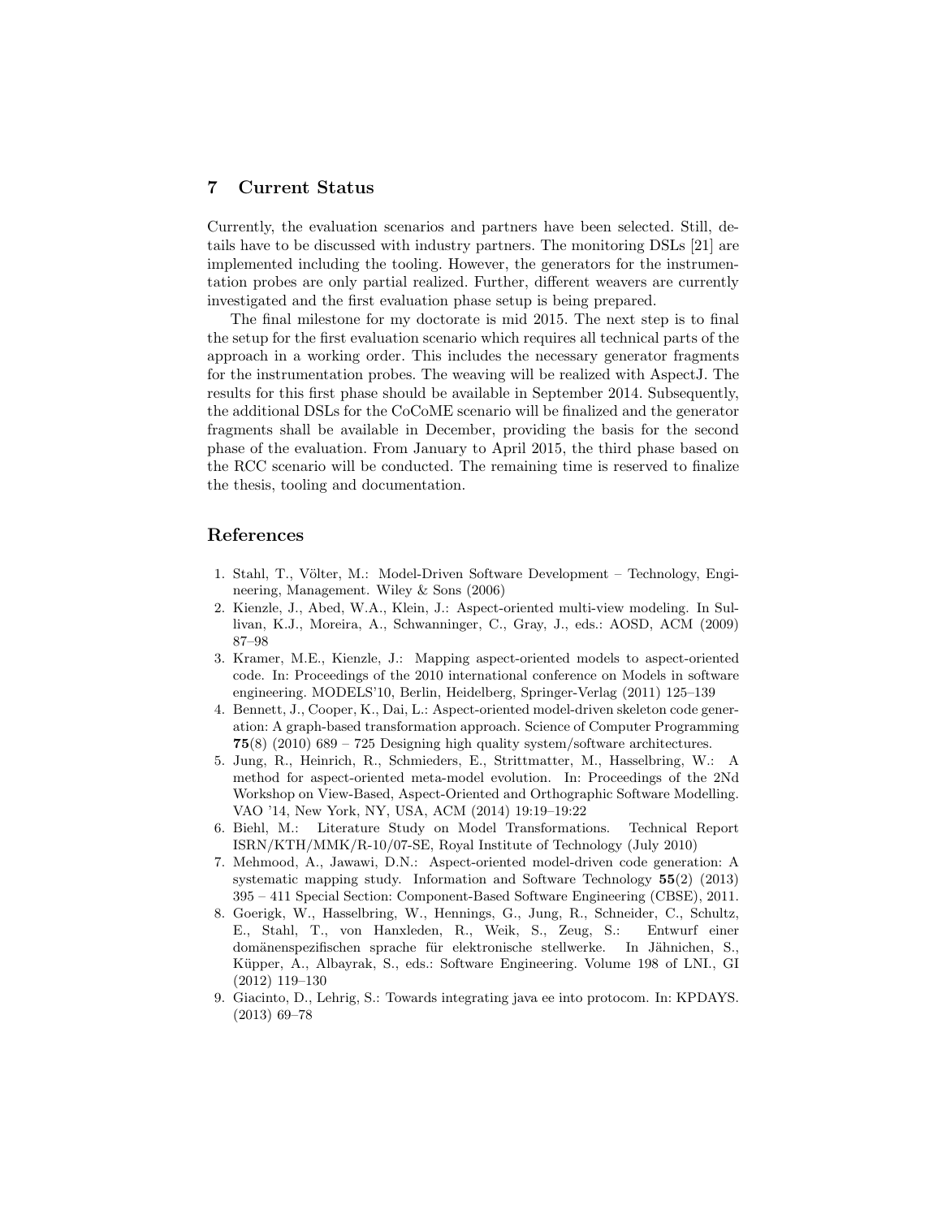## 7 Current Status

Currently, the evaluation scenarios and partners have been selected. Still, details have to be discussed with industry partners. The monitoring DSLs [21] are implemented including the tooling. However, the generators for the instrumentation probes are only partial realized. Further, different weavers are currently investigated and the first evaluation phase setup is being prepared.

The final milestone for my doctorate is mid 2015. The next step is to final the setup for the first evaluation scenario which requires all technical parts of the approach in a working order. This includes the necessary generator fragments for the instrumentation probes. The weaving will be realized with AspectJ. The results for this first phase should be available in September 2014. Subsequently, the additional DSLs for the CoCoME scenario will be finalized and the generator fragments shall be available in December, providing the basis for the second phase of the evaluation. From January to April 2015, the third phase based on the RCC scenario will be conducted. The remaining time is reserved to finalize the thesis, tooling and documentation.

## References

1. Stahl, T., Völter, M.: Model-Driven Software Development – Technology, Engineering, Management. Wiley & Sons (2006)
2. Kienzle, J., Abed, W.A., Klein, J.: Aspect-oriented multi-view modeling. In Sullivan, K.J., Moreira, A., Schwanninger, C., Gray, J., eds.: AOSD, ACM (2009) 87–98
3. Kramer, M.E., Kienzle, J.: Mapping aspect-oriented models to aspect-oriented code. In: Proceedings of the 2010 international conference on Models in software engineering. MODELS'10, Berlin, Heidelberg, Springer-Verlag (2011) 125–139
4. Bennett, J., Cooper, K., Dai, L.: Aspect-oriented model-driven skeleton code generation: A graph-based transformation approach. Science of Computer Programming **75**(8) (2010) 689 – 725 Designing high quality system/software architectures.
5. Jung, R., Heinrich, R., Schmieders, E., Strittmatter, M., Hasselbring, W.: A method for aspect-oriented meta-model evolution. In: Proceedings of the 2Nd Workshop on View-Based, Aspect-Oriented and Orthographic Software Modelling. VAO '14, New York, NY, USA, ACM (2014) 19:19–19:22
6. Biehl, M.: Literature Study on Model Transformations. Technical Report ISRN/KTH/MMK/R-10/07-SE, Royal Institute of Technology (July 2010)
7. Mehmood, A., Jawawi, D.N.: Aspect-oriented model-driven code generation: A systematic mapping study. Information and Software Technology **55**(2) (2013) 395 – 411 Special Section: Component-Based Software Engineering (CBSE), 2011.
8. Goerigk, W., Hasselbring, W., Hennings, G., Jung, R., Schneider, C., Schultz, E., Stahl, T., von Hanxleden, R., Weik, S., Zeug, S.: Entwurf einer domänenspezifischen sprache für elektronische stellwerke. In Jähnichen, S., Küpper, A., Albayrak, S., eds.: Software Engineering. Volume 198 of LNI., GI (2012) 119–130
9. Giacinto, D., Lehrig, S.: Towards integrating java ee into protocom. In: KPDAYS. (2013) 69–78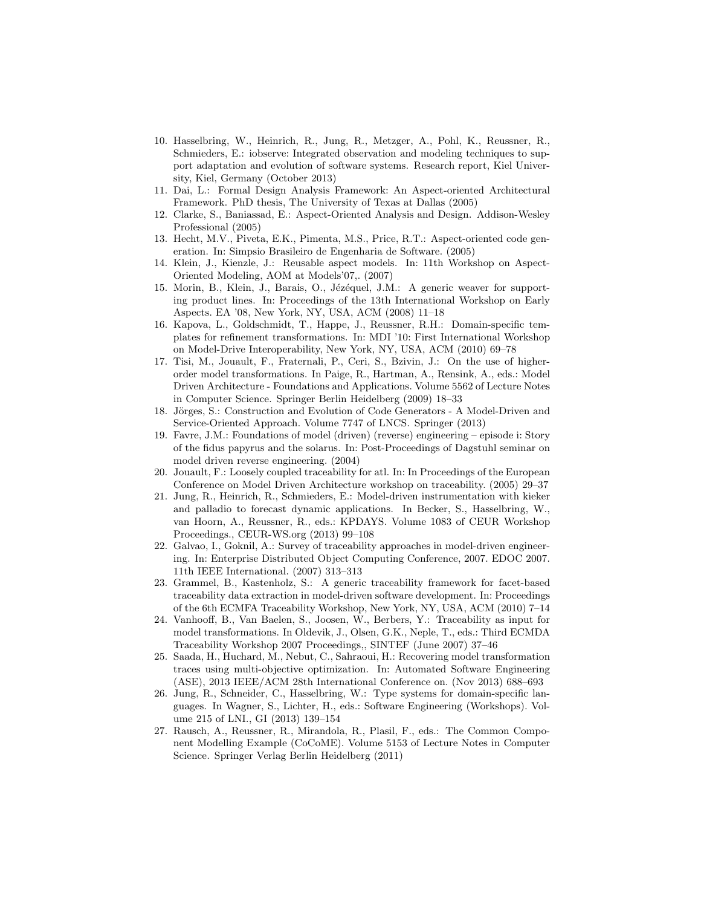10. Hasselbring, W., Heinrich, R., Jung, R., Metzger, A., Pohl, K., Reussner, R., Schmieders, E.: iobserve: Integrated observation and modeling techniques to support adaptation and evolution of software systems. Research report, Kiel University, Kiel, Germany (October 2013)
11. Dai, L.: Formal Design Analysis Framework: An Aspect-oriented Architectural Framework. PhD thesis, The University of Texas at Dallas (2005)
12. Clarke, S., Baniassad, E.: Aspect-Oriented Analysis and Design. Addison-Wesley Professional (2005)
13. Hecht, M.V., Piveta, E.K., Pimenta, M.S., Price, R.T.: Aspect-oriented code generation. In: Simpsio Brasileiro de Engenharia de Software. (2005)
14. Klein, J., Kienzle, J.: Reusable aspect models. In: 11th Workshop on Aspect-Oriented Modeling, AOM at Models'07,. (2007)
15. Morin, B., Klein, J., Barais, O., Jézéquel, J.M.: A generic weaver for supporting product lines. In: Proceedings of the 13th International Workshop on Early Aspects. EA '08, New York, NY, USA, ACM (2008) 11–18
16. Kapova, L., Goldschmidt, T., Happe, J., Reussner, R.H.: Domain-specific templates for refinement transformations. In: MDI '10: First International Workshop on Model-Drive Interoperability, New York, NY, USA, ACM (2010) 69–78
17. Tisi, M., Jouault, F., Fraternali, P., Ceri, S., Bzivin, J.: On the use of higher-order model transformations. In Paige, R., Hartman, A., Rensink, A., eds.: Model Driven Architecture - Foundations and Applications. Volume 5562 of Lecture Notes in Computer Science. Springer Berlin Heidelberg (2009) 18–33
18. Jörges, S.: Construction and Evolution of Code Generators - A Model-Driven and Service-Oriented Approach. Volume 7747 of LNCS. Springer (2013)
19. Favre, J.M.: Foundations of model (driven) (reverse) engineering – episode i: Story of the fidus papyrus and the solarus. In: Post-Proceedings of Dagstuhl seminar on model driven reverse engineering. (2004)
20. Jouault, F.: Loosely coupled traceability for atl. In: In Proceedings of the European Conference on Model Driven Architecture workshop on traceability. (2005) 29–37
21. Jung, R., Heinrich, R., Schmieders, E.: Model-driven instrumentation with kieker and palladio to forecast dynamic applications. In Becker, S., Hasselbring, W., van Hoorn, A., Reussner, R., eds.: KPDAYS. Volume 1083 of CEUR Workshop Proceedings., CEUR-WS.org (2013) 99–108
22. Galvao, I., Goknil, A.: Survey of traceability approaches in model-driven engineering. In: Enterprise Distributed Object Computing Conference, 2007. EDOC 2007. 11th IEEE International. (2007) 313–313
23. Grammel, B., Kastenholz, S.: A generic traceability framework for facet-based traceability data extraction in model-driven software development. In: Proceedings of the 6th ECMFA Traceability Workshop, New York, NY, USA, ACM (2010) 7–14
24. Vanhooff, B., Van Baelen, S., Joosen, W., Berbers, Y.: Traceability as input for model transformations. In Oldevik, J., Olsen, G.K., Neple, T., eds.: Third ECMDA Traceability Workshop 2007 Proceedings,, SINTEF (June 2007) 37–46
25. Saada, H., Huchard, M., Nebut, C., Sahraoui, H.: Recovering model transformation traces using multi-objective optimization. In: Automated Software Engineering (ASE), 2013 IEEE/ACM 28th International Conference on. (Nov 2013) 688–693
26. Jung, R., Schneider, C., Hasselbring, W.: Type systems for domain-specific languages. In Wagner, S., Lichter, H., eds.: Software Engineering (Workshops). Volume 215 of LNI., GI (2013) 139–154
27. Rausch, A., Reussner, R., Mirandola, R., Plasil, F., eds.: The Common Component Modelling Example (CoCoME). Volume 5153 of Lecture Notes in Computer Science. Springer Verlag Berlin Heidelberg (2011)